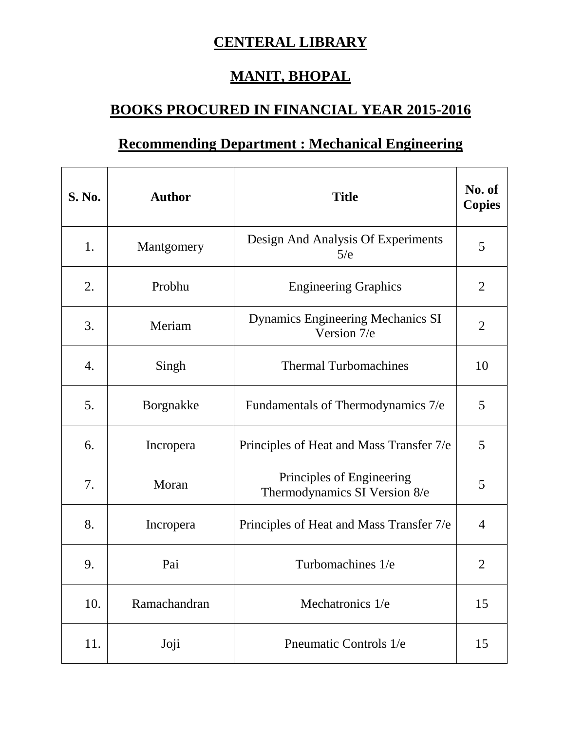# CENTERAL LIBRARY

# MANIT, BHOPAL

## BOOKS PROCURED IN FINANCIAL YEAR 2015-2016

### Recommending Department : Mechanical Engineering

| S. No. | Author | Title | No. of Copies |
|---|---|---|---|
| 1. | Mantgomery | Design And Analysis Of Experiments 5/e | 5 |
| 2. | Probhu | Engineering Graphics | 2 |
| 3. | Meriam | Dynamics Engineering Mechanics SI Version 7/e | 2 |
| 4. | Singh | Thermal Turbomachines | 10 |
| 5. | Borgnakke | Fundamentals of Thermodynamics 7/e | 5 |
| 6. | Incropera | Principles of Heat and Mass Transfer 7/e | 5 |
| 7. | Moran | Principles of Engineering Thermodynamics SI Version 8/e | 5 |
| 8. | Incropera | Principles of Heat and Mass Transfer 7/e | 4 |
| 9. | Pai | Turbomachines 1/e | 2 |
| 10. | Ramachandran | Mechatronics 1/e | 15 |
| 11. | Joji | Pneumatic Controls 1/e | 15 |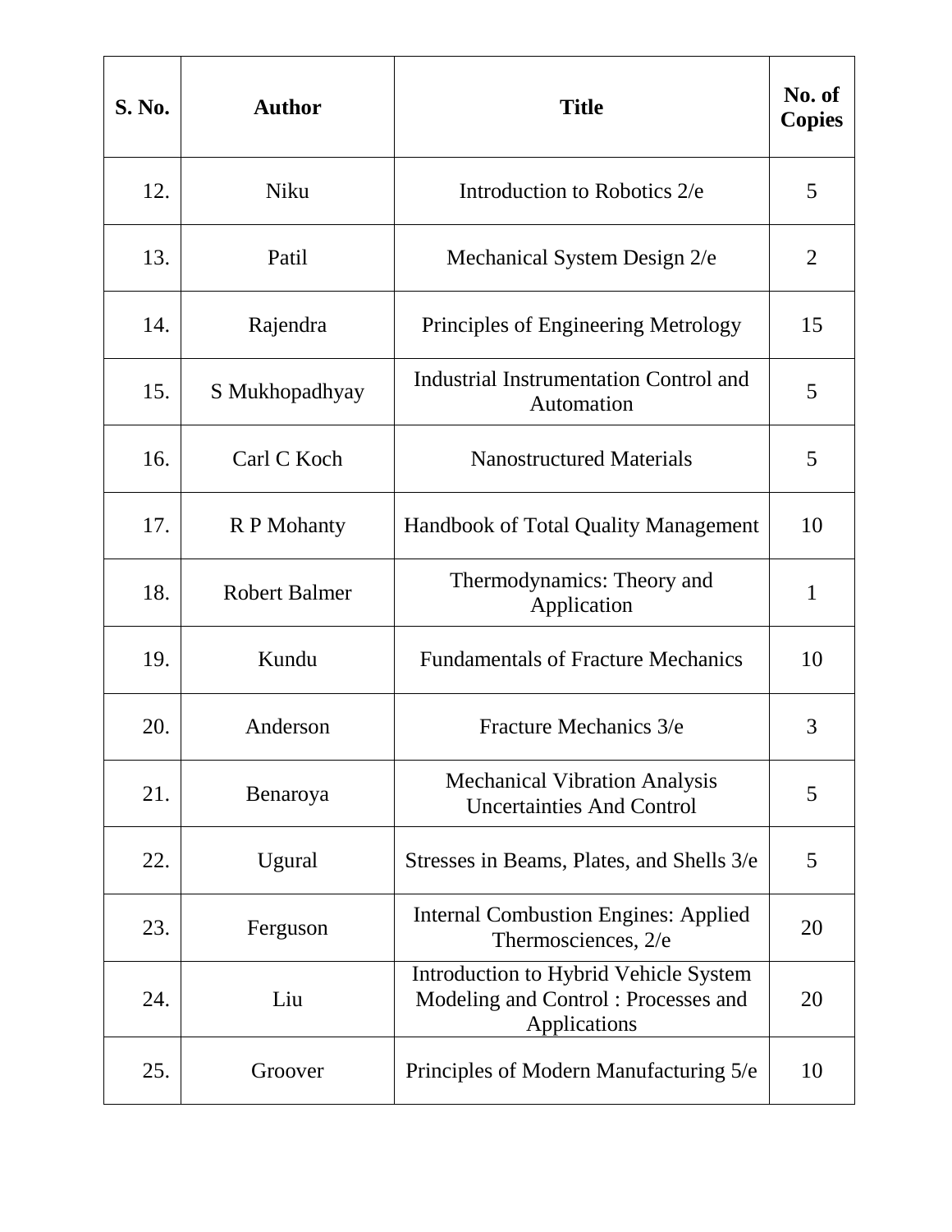| S. No. | Author | Title | No. of Copies |
|---|---|---|---|
| 12. | Niku | Introduction to Robotics 2/e | 5 |
| 13. | Patil | Mechanical System Design 2/e | 2 |
| 14. | Rajendra | Principles of Engineering Metrology | 15 |
| 15. | S Mukhopadhyay | Industrial Instrumentation Control and Automation | 5 |
| 16. | Carl C Koch | Nanostructured Materials | 5 |
| 17. | R P Mohanty | Handbook of Total Quality Management | 10 |
| 18. | Robert Balmer | Thermodynamics: Theory and Application | 1 |
| 19. | Kundu | Fundamentals of Fracture Mechanics | 10 |
| 20. | Anderson | Fracture Mechanics 3/e | 3 |
| 21. | Benaroya | Mechanical Vibration Analysis Uncertainties And Control | 5 |
| 22. | Ugural | Stresses in Beams, Plates, and Shells 3/e | 5 |
| 23. | Ferguson | Internal Combustion Engines: Applied Thermosciences, 2/e | 20 |
| 24. | Liu | Introduction to Hybrid Vehicle System Modeling and Control : Processes and Applications | 20 |
| 25. | Groover | Principles of Modern Manufacturing 5/e | 10 |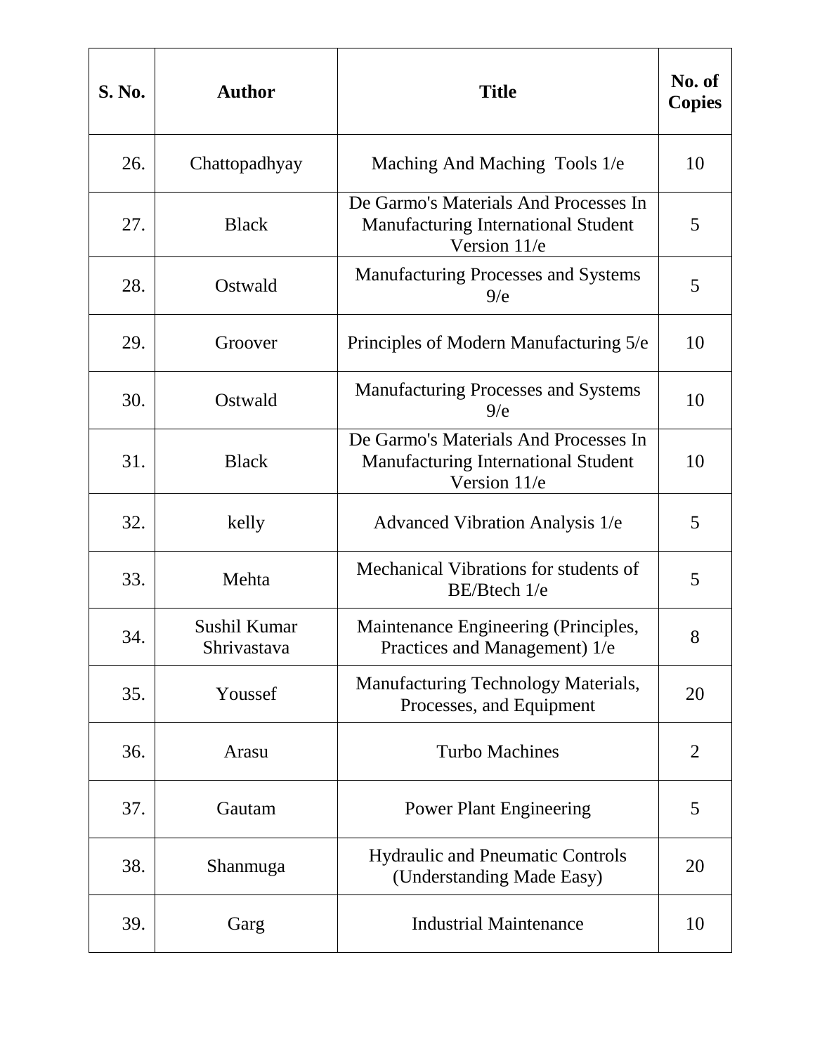| S. No. | Author | Title | No. of Copies |
|---|---|---|---|
| 26. | Chattopadhyay | Maching And Maching  Tools 1/e | 10 |
| 27. | Black | De Garmo's Materials And Processes In Manufacturing International Student Version 11/e | 5 |
| 28. | Ostwald | Manufacturing Processes and Systems 9/e | 5 |
| 29. | Groover | Principles of Modern Manufacturing 5/e | 10 |
| 30. | Ostwald | Manufacturing Processes and Systems 9/e | 10 |
| 31. | Black | De Garmo's Materials And Processes In Manufacturing International Student Version 11/e | 10 |
| 32. | kelly | Advanced Vibration Analysis 1/e | 5 |
| 33. | Mehta | Mechanical Vibrations for students of BE/Btech 1/e | 5 |
| 34. | Sushil Kumar Shrivastava | Maintenance Engineering (Principles, Practices and Management) 1/e | 8 |
| 35. | Youssef | Manufacturing Technology Materials, Processes, and Equipment | 20 |
| 36. | Arasu | Turbo Machines | 2 |
| 37. | Gautam | Power Plant Engineering | 5 |
| 38. | Shanmuga | Hydraulic and Pneumatic Controls (Understanding Made Easy) | 20 |
| 39. | Garg | Industrial Maintenance | 10 |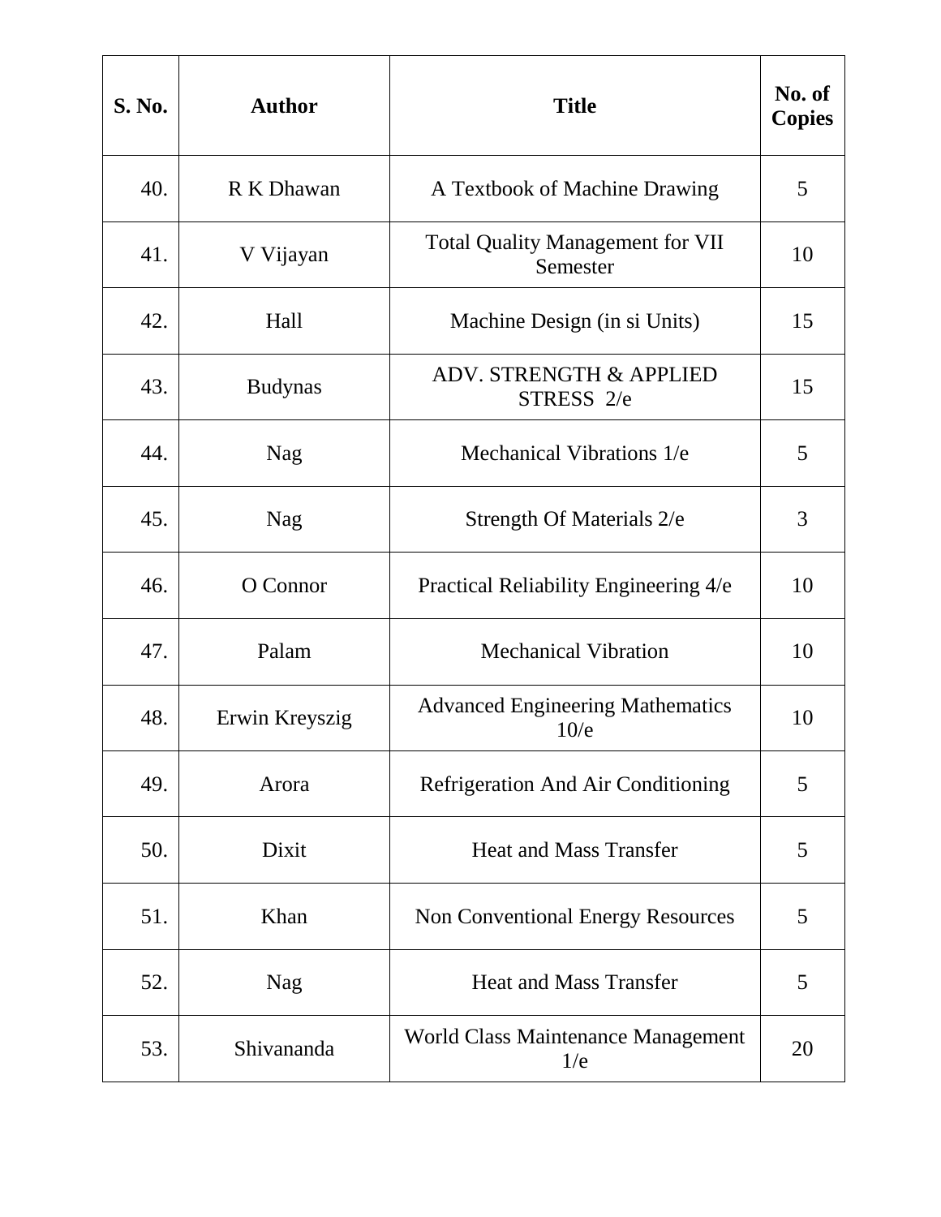| S. No. | Author | Title | No. of Copies |
|---|---|---|---|
| 40. | R K Dhawan | A Textbook of Machine Drawing | 5 |
| 41. | V Vijayan | Total Quality Management for VII Semester | 10 |
| 42. | Hall | Machine Design (in si Units) | 15 |
| 43. | Budynas | ADV. STRENGTH & APPLIED STRESS 2/e | 15 |
| 44. | Nag | Mechanical Vibrations 1/e | 5 |
| 45. | Nag | Strength Of Materials 2/e | 3 |
| 46. | O Connor | Practical Reliability Engineering 4/e | 10 |
| 47. | Palam | Mechanical Vibration | 10 |
| 48. | Erwin Kreyszig | Advanced Engineering Mathematics 10/e | 10 |
| 49. | Arora | Refrigeration And Air Conditioning | 5 |
| 50. | Dixit | Heat and Mass Transfer | 5 |
| 51. | Khan | Non Conventional Energy Resources | 5 |
| 52. | Nag | Heat and Mass Transfer | 5 |
| 53. | Shivananda | World Class Maintenance Management 1/e | 20 |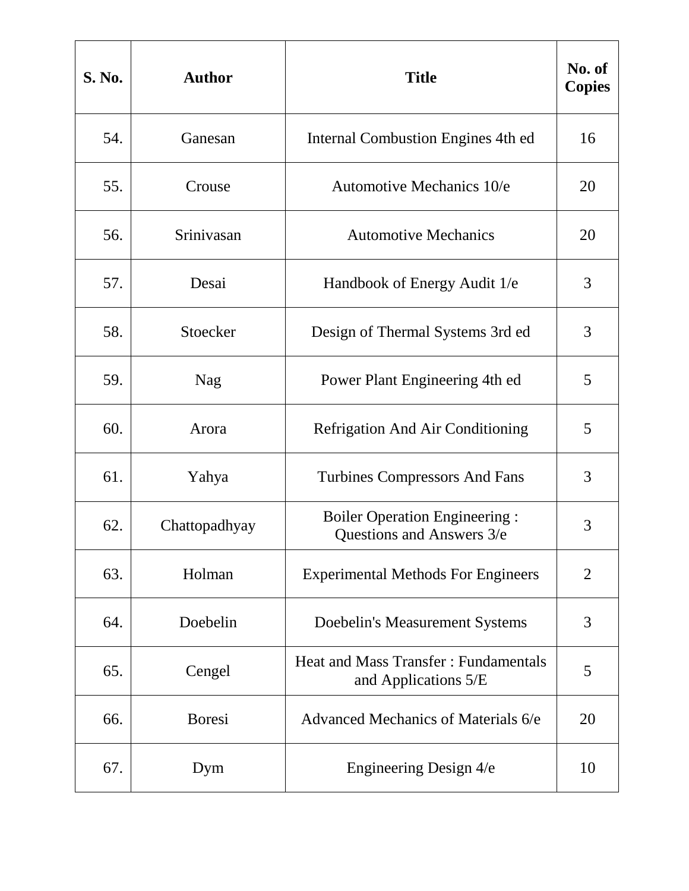| S. No. | Author | Title | No. of Copies |
|---|---|---|---|
| 54. | Ganesan | Internal Combustion Engines 4th ed | 16 |
| 55. | Crouse | Automotive Mechanics 10/e | 20 |
| 56. | Srinivasan | Automotive Mechanics | 20 |
| 57. | Desai | Handbook of Energy Audit 1/e | 3 |
| 58. | Stoecker | Design of Thermal Systems 3rd ed | 3 |
| 59. | Nag | Power Plant Engineering 4th ed | 5 |
| 60. | Arora | Refrigation And Air Conditioning | 5 |
| 61. | Yahya | Turbines Compressors And Fans | 3 |
| 62. | Chattopadhyay | Boiler Operation Engineering : Questions and Answers 3/e | 3 |
| 63. | Holman | Experimental Methods For Engineers | 2 |
| 64. | Doebelin | Doebelin's Measurement Systems | 3 |
| 65. | Cengel | Heat and Mass Transfer : Fundamentals and Applications 5/E | 5 |
| 66. | Boresi | Advanced Mechanics of Materials 6/e | 20 |
| 67. | Dym | Engineering Design 4/e | 10 |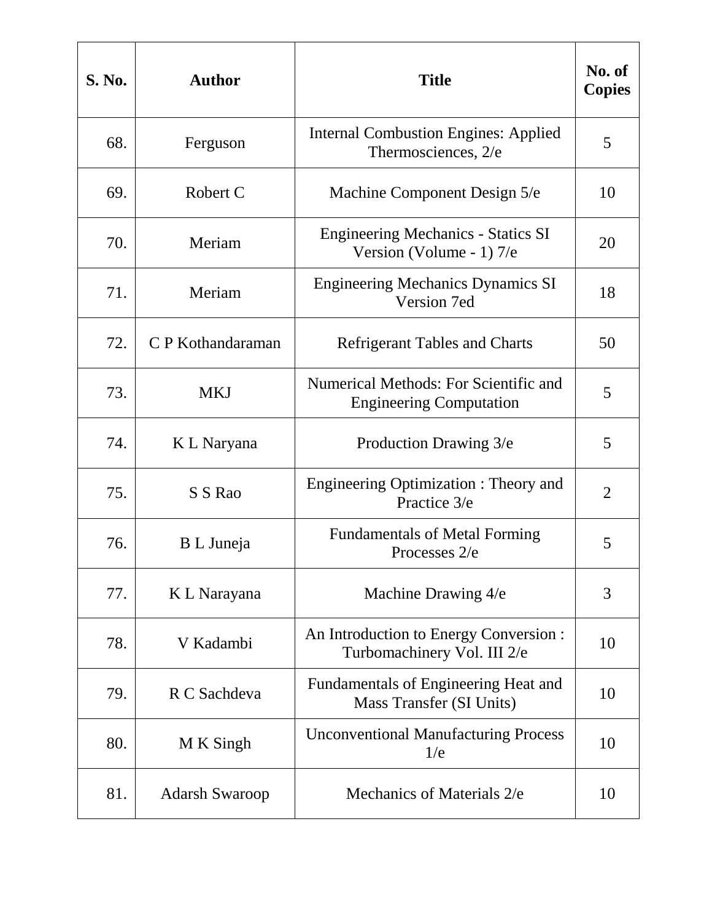| S. No. | Author | Title | No. of Copies |
|---|---|---|---|
| 68. | Ferguson | Internal Combustion Engines: Applied Thermosciences, 2/e | 5 |
| 69. | Robert C | Machine Component Design 5/e | 10 |
| 70. | Meriam | Engineering Mechanics - Statics SI Version (Volume - 1) 7/e | 20 |
| 71. | Meriam | Engineering Mechanics Dynamics SI Version 7ed | 18 |
| 72. | C P Kothandaraman | Refrigerant Tables and Charts | 50 |
| 73. | MKJ | Numerical Methods: For Scientific and Engineering Computation | 5 |
| 74. | K L Naryana | Production Drawing 3/e | 5 |
| 75. | S S Rao | Engineering Optimization : Theory and Practice 3/e | 2 |
| 76. | B L Juneja | Fundamentals of Metal Forming Processes 2/e | 5 |
| 77. | K L Narayana | Machine Drawing 4/e | 3 |
| 78. | V Kadambi | An Introduction to Energy Conversion : Turbomachinery Vol. III 2/e | 10 |
| 79. | R C Sachdeva | Fundamentals of Engineering Heat and Mass Transfer (SI Units) | 10 |
| 80. | M K Singh | Unconventional Manufacturing Process 1/e | 10 |
| 81. | Adarsh Swaroop | Mechanics of Materials 2/e | 10 |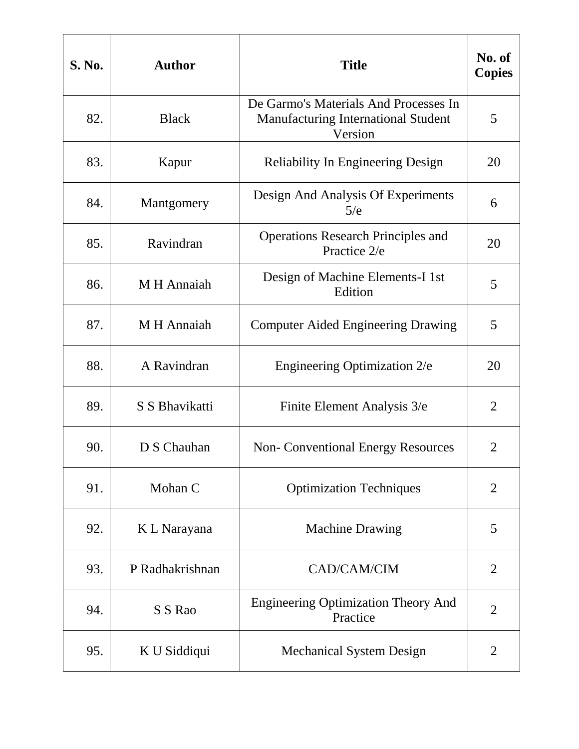| S. No. | Author | Title | No. of Copies |
| --- | --- | --- | --- |
| 82. | Black | De Garmo's Materials And Processes In Manufacturing International Student Version | 5 |
| 83. | Kapur | Reliability In Engineering Design | 20 |
| 84. | Mantgomery | Design And Analysis Of Experiments 5/e | 6 |
| 85. | Ravindran | Operations Research Principles and Practice 2/e | 20 |
| 86. | M H Annaiah | Design of Machine Elements-I 1st Edition | 5 |
| 87. | M H Annaiah | Computer Aided Engineering Drawing | 5 |
| 88. | A Ravindran | Engineering Optimization 2/e | 20 |
| 89. | S S Bhavikatti | Finite Element Analysis 3/e | 2 |
| 90. | D S Chauhan | Non- Conventional Energy Resources | 2 |
| 91. | Mohan C | Optimization Techniques | 2 |
| 92. | K L Narayana | Machine Drawing | 5 |
| 93. | P Radhakrishnan | CAD/CAM/CIM | 2 |
| 94. | S S Rao | Engineering Optimization Theory And Practice | 2 |
| 95. | K U Siddiqui | Mechanical System Design | 2 |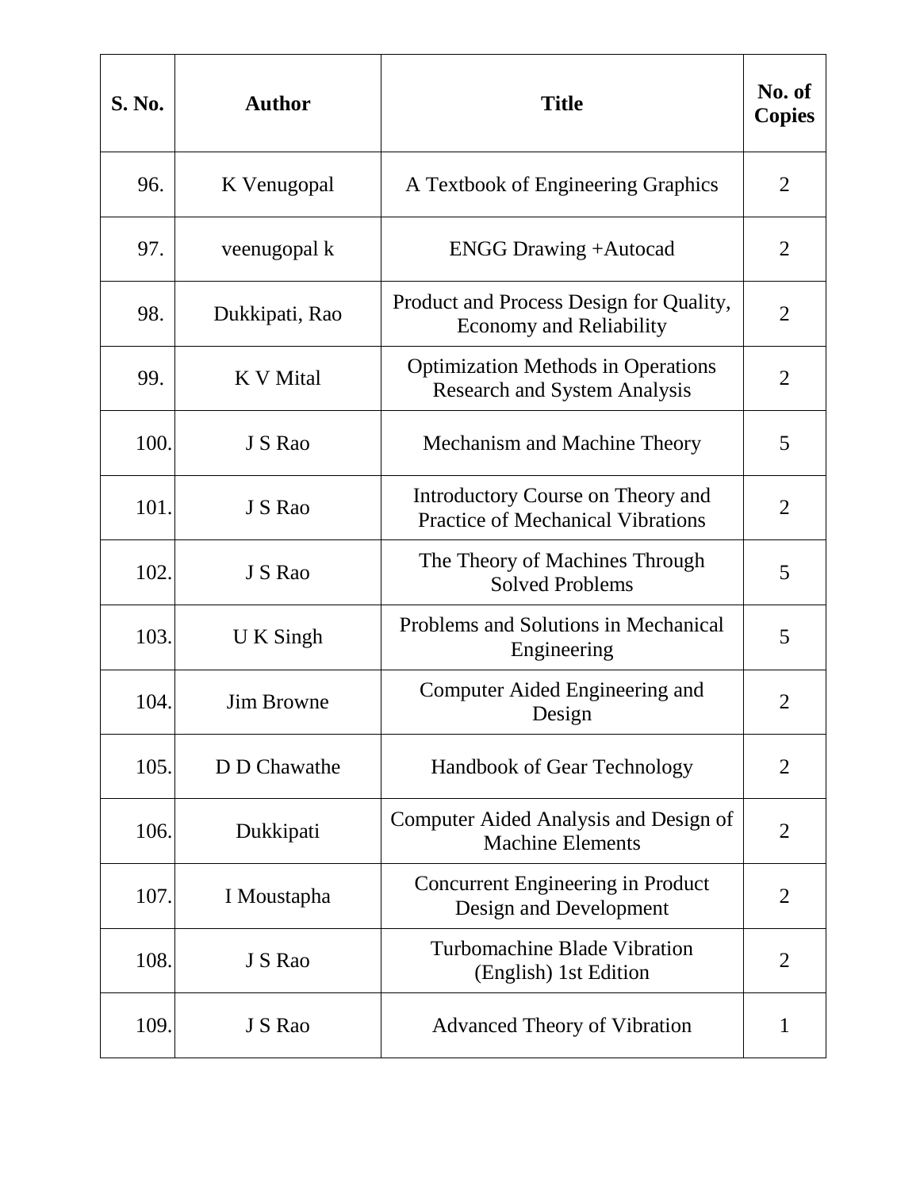| S. No. | Author | Title | No. of Copies |
|---|---|---|---|
| 96. | K Venugopal | A Textbook of Engineering Graphics | 2 |
| 97. | veenugopal k | ENGG Drawing +Autocad | 2 |
| 98. | Dukkipati, Rao | Product and Process Design for Quality, Economy and Reliability | 2 |
| 99. | K V Mital | Optimization Methods in Operations Research and System Analysis | 2 |
| 100. | J S Rao | Mechanism and Machine Theory | 5 |
| 101. | J S Rao | Introductory Course on Theory and Practice of Mechanical Vibrations | 2 |
| 102. | J S Rao | The Theory of Machines Through Solved Problems | 5 |
| 103. | U K Singh | Problems and Solutions in Mechanical Engineering | 5 |
| 104. | Jim Browne | Computer Aided Engineering and Design | 2 |
| 105. | D D Chawathe | Handbook of Gear Technology | 2 |
| 106. | Dukkipati | Computer Aided Analysis and Design of Machine Elements | 2 |
| 107. | I Moustapha | Concurrent Engineering in Product Design and Development | 2 |
| 108. | J S Rao | Turbomachine Blade Vibration (English) 1st Edition | 2 |
| 109. | J S Rao | Advanced Theory of Vibration | 1 |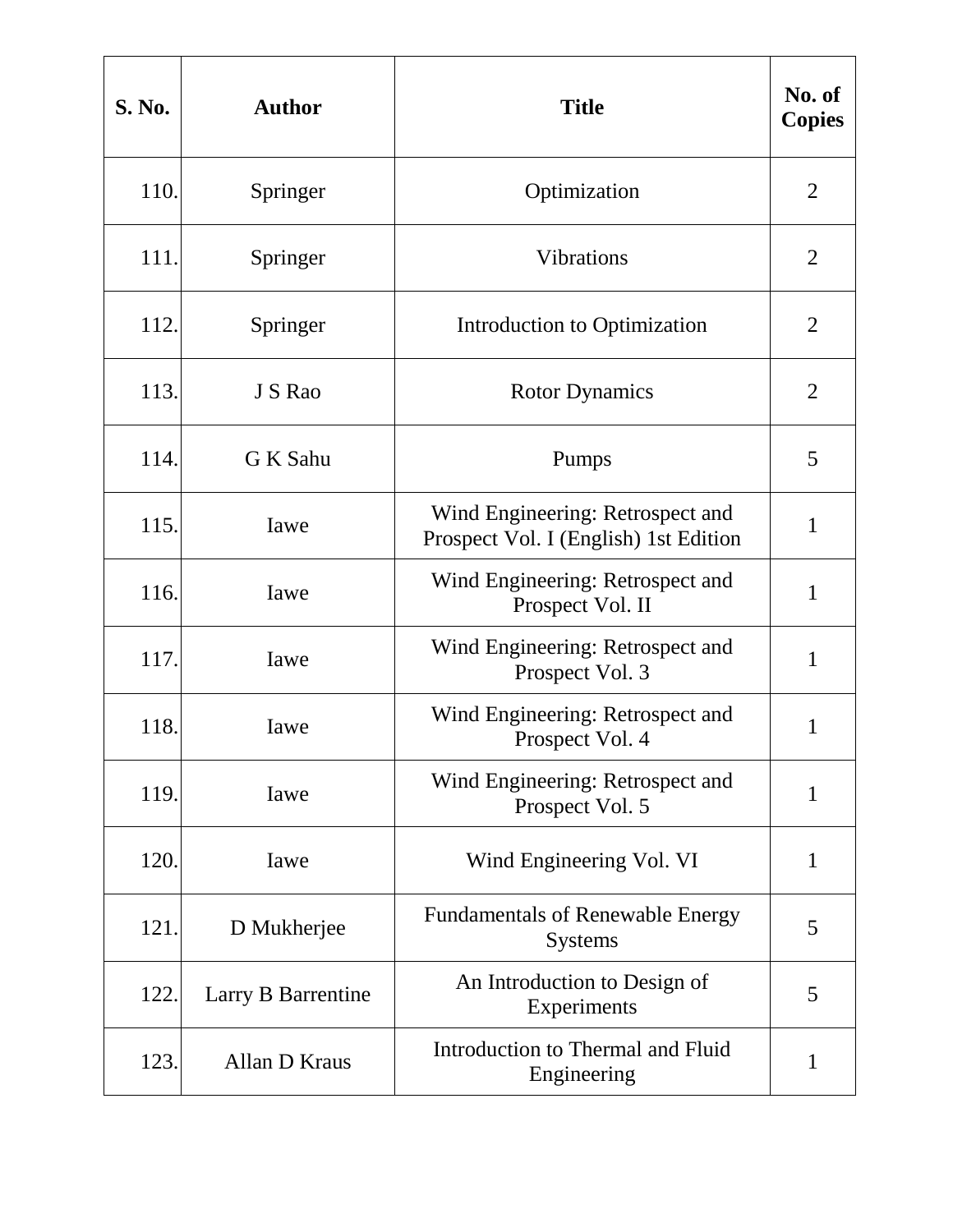| S. No. | Author | Title | No. of Copies |
|---|---|---|---|
| 110. | Springer | Optimization | 2 |
| 111. | Springer | Vibrations | 2 |
| 112. | Springer | Introduction to Optimization | 2 |
| 113. | J S Rao | Rotor Dynamics | 2 |
| 114. | G K Sahu | Pumps | 5 |
| 115. | Iawe | Wind Engineering: Retrospect and Prospect Vol. I (English) 1st Edition | 1 |
| 116. | Iawe | Wind Engineering: Retrospect and Prospect Vol. II | 1 |
| 117. | Iawe | Wind Engineering: Retrospect and Prospect Vol. 3 | 1 |
| 118. | Iawe | Wind Engineering: Retrospect and Prospect Vol. 4 | 1 |
| 119. | Iawe | Wind Engineering: Retrospect and Prospect Vol. 5 | 1 |
| 120. | Iawe | Wind Engineering Vol. VI | 1 |
| 121. | D Mukherjee | Fundamentals of Renewable Energy Systems | 5 |
| 122. | Larry B Barrentine | An Introduction to Design of Experiments | 5 |
| 123. | Allan D Kraus | Introduction to Thermal and Fluid Engineering | 1 |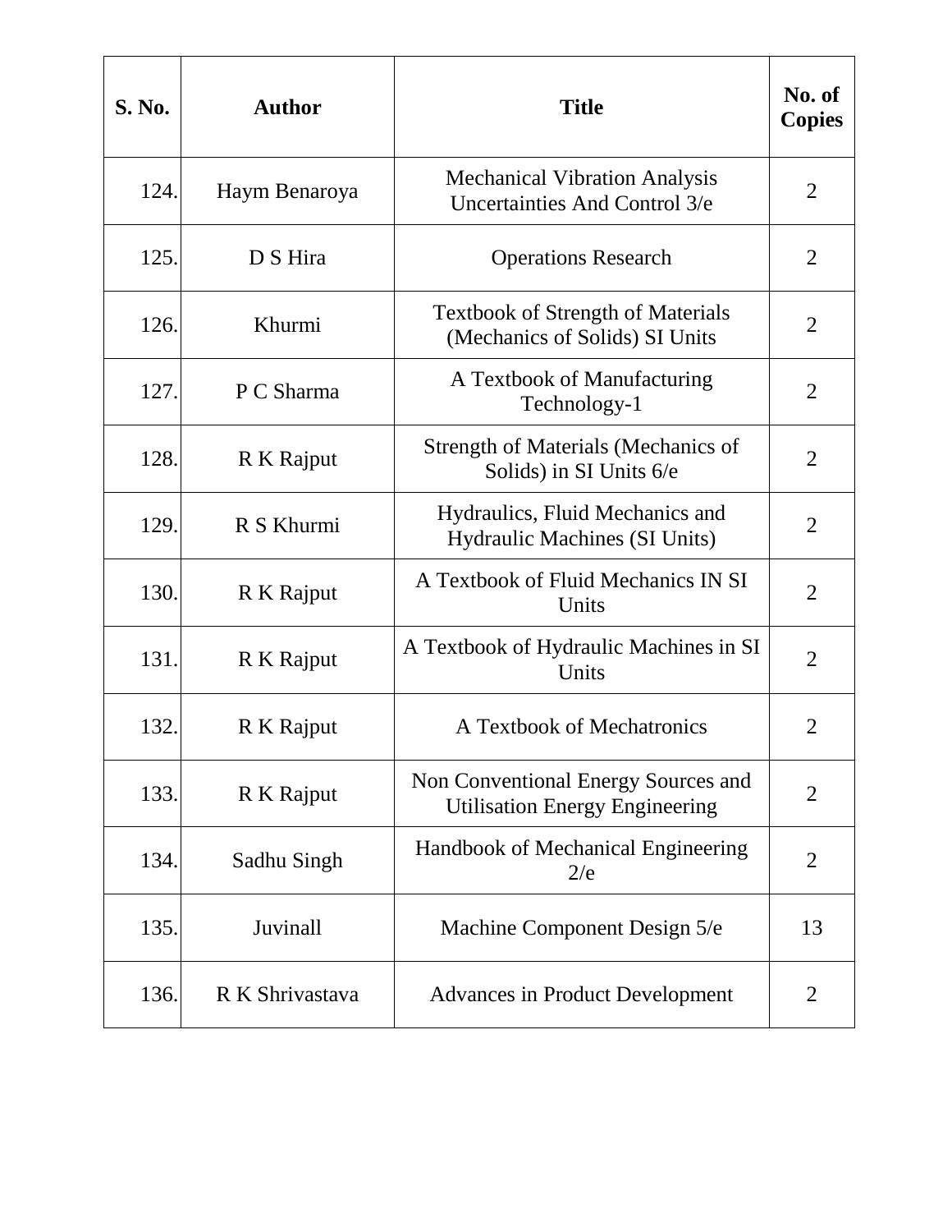| S. No. | Author | Title | No. of Copies |
|---|---|---|---|
| 124. | Haym Benaroya | Mechanical Vibration Analysis Uncertainties And Control 3/e | 2 |
| 125. | D S Hira | Operations Research | 2 |
| 126. | Khurmi | Textbook of Strength of Materials (Mechanics of Solids) SI Units | 2 |
| 127. | P C Sharma | A Textbook of Manufacturing Technology-1 | 2 |
| 128. | R K Rajput | Strength of Materials (Mechanics of Solids) in SI Units 6/e | 2 |
| 129. | R S Khurmi | Hydraulics, Fluid Mechanics and Hydraulic Machines (SI Units) | 2 |
| 130. | R K Rajput | A Textbook of Fluid Mechanics IN SI Units | 2 |
| 131. | R K Rajput | A Textbook of Hydraulic Machines in SI Units | 2 |
| 132. | R K Rajput | A Textbook of Mechatronics | 2 |
| 133. | R K Rajput | Non Conventional Energy Sources and Utilisation Energy Engineering | 2 |
| 134. | Sadhu Singh | Handbook of Mechanical Engineering 2/e | 2 |
| 135. | Juvinall | Machine Component Design 5/e | 13 |
| 136. | R K Shrivastava | Advances in Product Development | 2 |